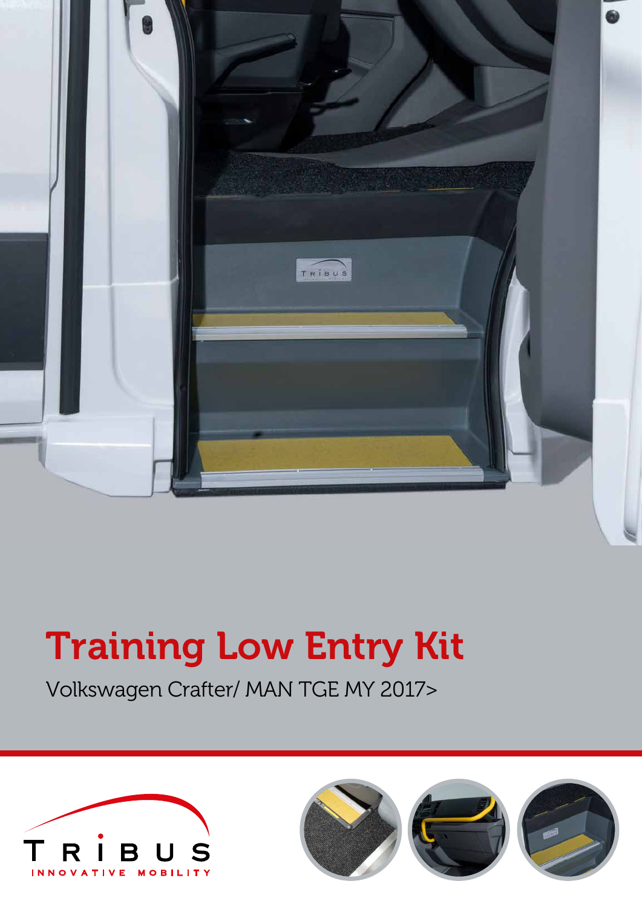# Training Low Entry Kit

Volkswagen Crafter/ MAN TGE MY 2017>

TRIBUS

INNOVATIVE MOBILITY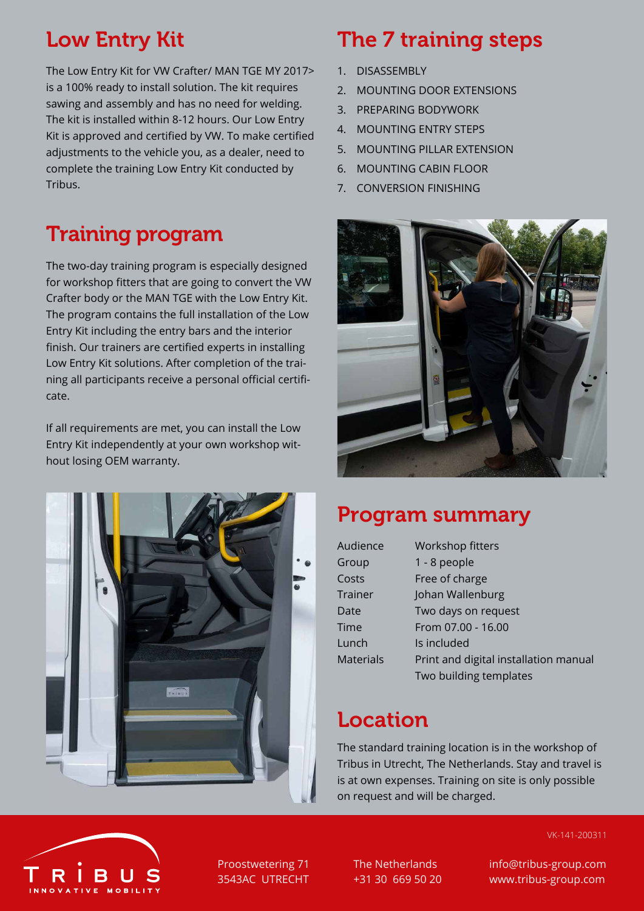## Low Entry Kit

The Low Entry Kit for VW Crafter/ MAN TGE MY 2017> is a 100% ready to install solution. The kit requires sawing and assembly and has no need for welding. The kit is installed within 8-12 hours. Our Low Entry Kit is approved and certified by VW. To make certified adjustments to the vehicle you, as a dealer, need to complete the training Low Entry Kit conducted by Tribus.

## Training program

The two-day training program is especially designed for workshop fitters that are going to convert the VW Crafter body or the MAN TGE with the Low Entry Kit. The program contains the full installation of the Low Entry Kit including the entry bars and the interior finish. Our trainers are certified experts in installing Low Entry Kit solutions. After completion of the training all participants receive a personal official certificate.

If all requirements are met, you can install the Low Entry Kit independently at your own workshop without losing OEM warranty.

## The 7 training steps

1. DISASSEMBLY
2. MOUNTING DOOR EXTENSIONS
3. PREPARING BODYWORK
4. MOUNTING ENTRY STEPS
5. MOUNTING PILLAR EXTENSION
6. MOUNTING CABIN FLOOR
7. CONVERSION FINISHING

## Program summary

| | |
|---|---|
| Audience | Workshop fitters |
| Group | 1 - 8 people |
| Costs | Free of charge |
| Trainer | Johan Wallenburg |
| Date | Two days on request |
| Time | From 07.00 - 16.00 |
| Lunch | Is included |
| Materials | Print and digital installation manual<br>Two building templates |

## Location

The standard training location is in the workshop of Tribus in Utrecht, The Netherlands. Stay and travel is is at own expenses. Training on site is only possible on request and will be charged.

VK-141-200311

TRIBUS INNOVATIVE MOBILITY

Proostwetering 71
3543AC UTRECHT

The Netherlands
+31 30 669 50 20

info@tribus-group.com
www.tribus-group.com